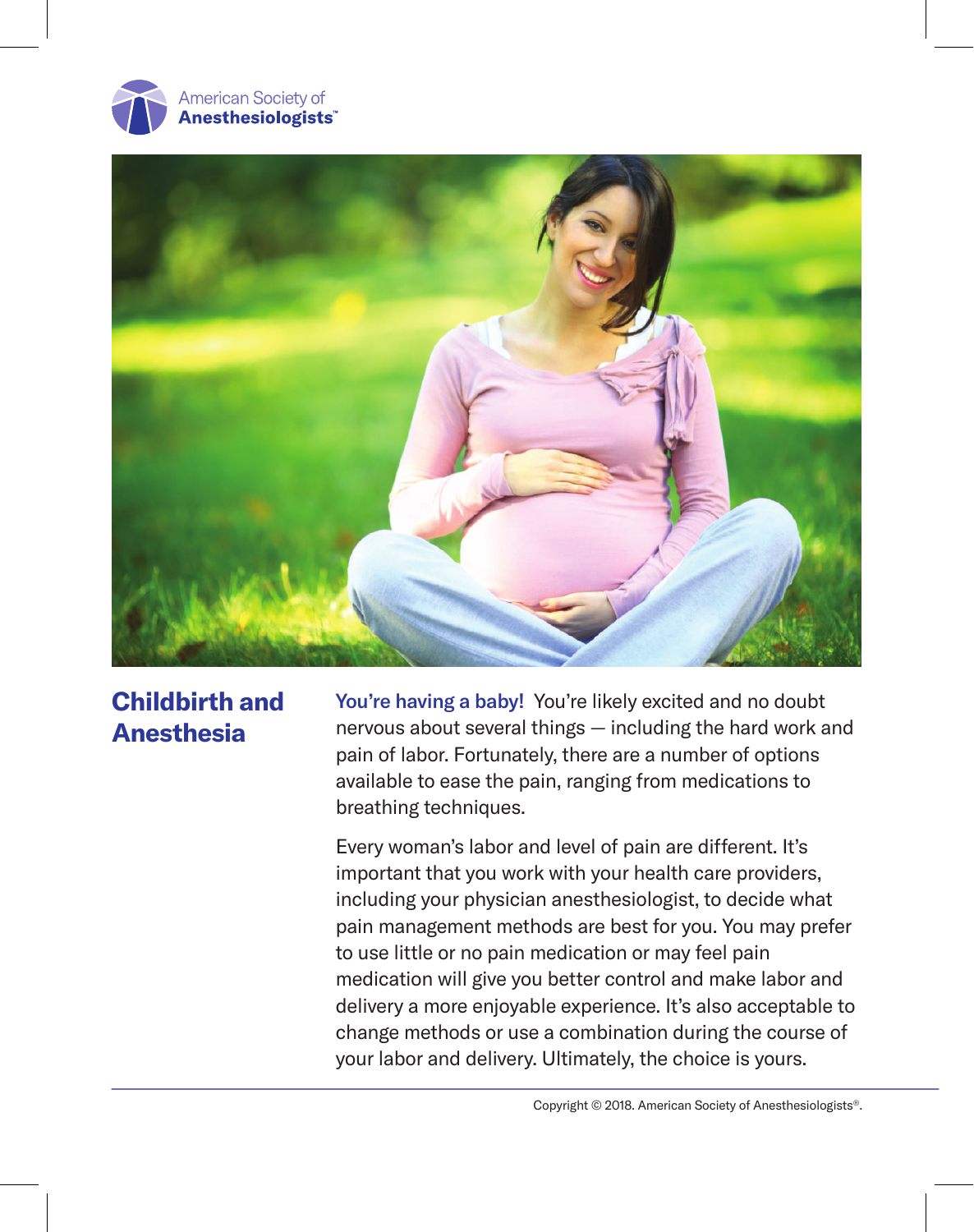American Society of **Anesthesiologists**™

# Childbirth and Anesthesia

**You're having a baby!** You're likely excited and no doubt nervous about several things — including the hard work and pain of labor. Fortunately, there are a number of options available to ease the pain, ranging from medications to breathing techniques.

Every woman's labor and level of pain are different. It's important that you work with your health care providers, including your physician anesthesiologist, to decide what pain management methods are best for you. You may prefer to use little or no pain medication or may feel pain medication will give you better control and make labor and delivery a more enjoyable experience. It's also acceptable to change methods or use a combination during the course of your labor and delivery. Ultimately, the choice is yours.

Copyright © 2018. American Society of Anesthesiologists®.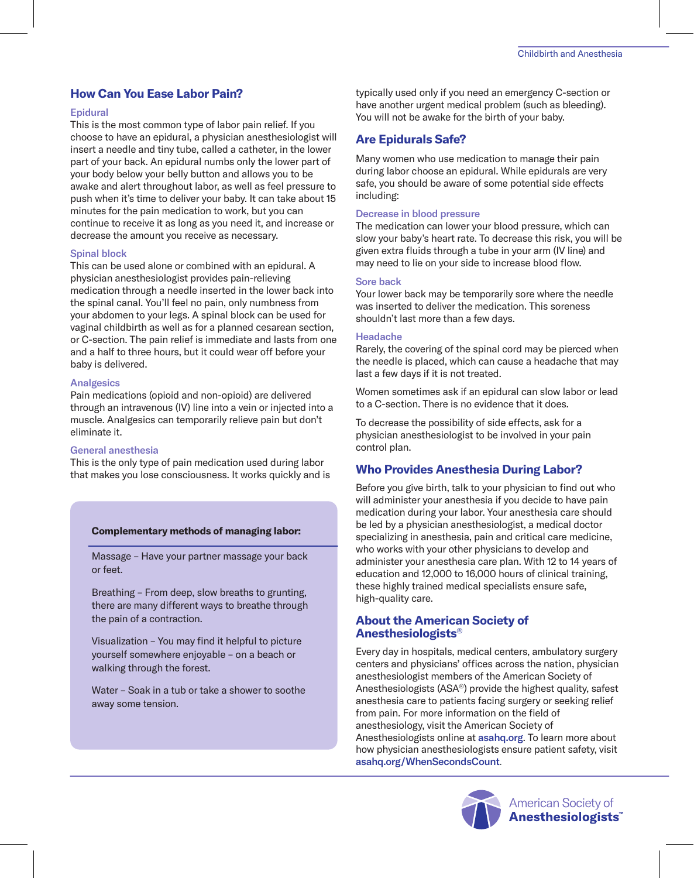## How Can You Ease Labor Pain?

### Epidural

This is the most common type of labor pain relief. If you choose to have an epidural, a physician anesthesiologist will insert a needle and tiny tube, called a catheter, in the lower part of your back. An epidural numbs only the lower part of your body below your belly button and allows you to be awake and alert throughout labor, as well as feel pressure to push when it's time to deliver your baby. It can take about 15 minutes for the pain medication to work, but you can continue to receive it as long as you need it, and increase or decrease the amount you receive as necessary.

### Spinal block

This can be used alone or combined with an epidural. A physician anesthesiologist provides pain-relieving medication through a needle inserted in the lower back into the spinal canal. You'll feel no pain, only numbness from your abdomen to your legs. A spinal block can be used for vaginal childbirth as well as for a planned cesarean section, or C-section. The pain relief is immediate and lasts from one and a half to three hours, but it could wear off before your baby is delivered.

### Analgesics

Pain medications (opioid and non-opioid) are delivered through an intravenous (IV) line into a vein or injected into a muscle. Analgesics can temporarily relieve pain but don't eliminate it.

### General anesthesia

This is the only type of pain medication used during labor that makes you lose consciousness. It works quickly and is typically used only if you need an emergency C-section or have another urgent medical problem (such as bleeding). You will not be awake for the birth of your baby.

**Complementary methods of managing labor:**

Massage – Have your partner massage your back or feet.

Breathing – From deep, slow breaths to grunting, there are many different ways to breathe through the pain of a contraction.

Visualization – You may find it helpful to picture yourself somewhere enjoyable – on a beach or walking through the forest.

Water – Soak in a tub or take a shower to soothe away some tension.

## Are Epidurals Safe?

Many women who use medication to manage their pain during labor choose an epidural. While epidurals are very safe, you should be aware of some potential side effects including:

### Decrease in blood pressure

The medication can lower your blood pressure, which can slow your baby's heart rate. To decrease this risk, you will be given extra fluids through a tube in your arm (IV line) and may need to lie on your side to increase blood flow.

### Sore back

Your lower back may be temporarily sore where the needle was inserted to deliver the medication. This soreness shouldn't last more than a few days.

### Headache

Rarely, the covering of the spinal cord may be pierced when the needle is placed, which can cause a headache that may last a few days if it is not treated.

Women sometimes ask if an epidural can slow labor or lead to a C-section. There is no evidence that it does.

To decrease the possibility of side effects, ask for a physician anesthesiologist to be involved in your pain control plan.

## Who Provides Anesthesia During Labor?

Before you give birth, talk to your physician to find out who will administer your anesthesia if you decide to have pain medication during your labor. Your anesthesia care should be led by a physician anesthesiologist, a medical doctor specializing in anesthesia, pain and critical care medicine, who works with your other physicians to develop and administer your anesthesia care plan. With 12 to 14 years of education and 12,000 to 16,000 hours of clinical training, these highly trained medical specialists ensure safe, high-quality care.

## About the American Society of Anesthesiologists®

Every day in hospitals, medical centers, ambulatory surgery centers and physicians' offices across the nation, physician anesthesiologist members of the American Society of Anesthesiologists (ASA®) provide the highest quality, safest anesthesia care to patients facing surgery or seeking relief from pain. For more information on the field of anesthesiology, visit the American Society of Anesthesiologists online at asahq.org. To learn more about how physician anesthesiologists ensure patient safety, visit asahq.org/WhenSecondsCount.

American Society of Anesthesiologists™